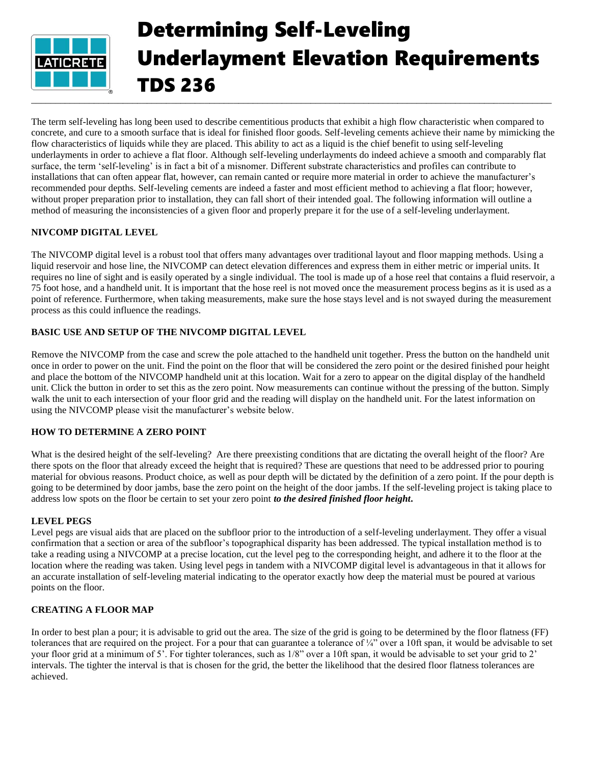# Determining Self-Leveling Underlayment Elevation Requirements TDS 236

The term self-leveling has long been used to describe cementitious products that exhibit a high flow characteristic when compared to concrete, and cure to a smooth surface that is ideal for finished floor goods. Self-leveling cements achieve their name by mimicking the flow characteristics of liquids while they are placed. This ability to act as a liquid is the chief benefit to using self-leveling underlayments in order to achieve a flat floor. Although self-leveling underlayments do indeed achieve a smooth and comparably flat surface, the term 'self-leveling' is in fact a bit of a misnomer. Different substrate characteristics and profiles can contribute to installations that can often appear flat, however, can remain canted or require more material in order to achieve the manufacturer's recommended pour depths. Self-leveling cements are indeed a faster and most efficient method to achieving a flat floor; however, without proper preparation prior to installation, they can fall short of their intended goal. The following information will outline a method of measuring the inconsistencies of a given floor and properly prepare it for the use of a self-leveling underlayment.

## NIVCOMP DIGITAL LEVEL

The NIVCOMP digital level is a robust tool that offers many advantages over traditional layout and floor mapping methods. Using a liquid reservoir and hose line, the NIVCOMP can detect elevation differences and express them in either metric or imperial units. It requires no line of sight and is easily operated by a single individual. The tool is made up of a hose reel that contains a fluid reservoir, a 75 foot hose, and a handheld unit. It is important that the hose reel is not moved once the measurement process begins as it is used as a point of reference. Furthermore, when taking measurements, make sure the hose stays level and is not swayed during the measurement process as this could influence the readings.

## BASIC USE AND SETUP OF THE NIVCOMP DIGITAL LEVEL

Remove the NIVCOMP from the case and screw the pole attached to the handheld unit together. Press the button on the handheld unit once in order to power on the unit. Find the point on the floor that will be considered the zero point or the desired finished pour height and place the bottom of the NIVCOMP handheld unit at this location. Wait for a zero to appear on the digital display of the handheld unit. Click the button in order to set this as the zero point. Now measurements can continue without the pressing of the button. Simply walk the unit to each intersection of your floor grid and the reading will display on the handheld unit. For the latest information on using the NIVCOMP please visit the manufacturer's website below.

## HOW TO DETERMINE A ZERO POINT

What is the desired height of the self-leveling? Are there preexisting conditions that are dictating the overall height of the floor? Are there spots on the floor that already exceed the height that is required? These are questions that need to be addressed prior to pouring material for obvious reasons. Product choice, as well as pour depth will be dictated by the definition of a zero point. If the pour depth is going to be determined by door jambs, base the zero point on the height of the door jambs. If the self-leveling project is taking place to address low spots on the floor be certain to set your zero point ***to the desired finished floor height*.**

## LEVEL PEGS

Level pegs are visual aids that are placed on the subfloor prior to the introduction of a self-leveling underlayment. They offer a visual confirmation that a section or area of the subfloor's topographical disparity has been addressed. The typical installation method is to take a reading using a NIVCOMP at a precise location, cut the level peg to the corresponding height, and adhere it to the floor at the location where the reading was taken. Using level pegs in tandem with a NIVCOMP digital level is advantageous in that it allows for an accurate installation of self-leveling material indicating to the operator exactly how deep the material must be poured at various points on the floor.

## CREATING A FLOOR MAP

In order to best plan a pour; it is advisable to grid out the area. The size of the grid is going to be determined by the floor flatness (FF) tolerances that are required on the project. For a pour that can guarantee a tolerance of ¼" over a 10ft span, it would be advisable to set your floor grid at a minimum of 5'. For tighter tolerances, such as 1/8" over a 10ft span, it would be advisable to set your grid to 2' intervals. The tighter the interval is that is chosen for the grid, the better the likelihood that the desired floor flatness tolerances are achieved.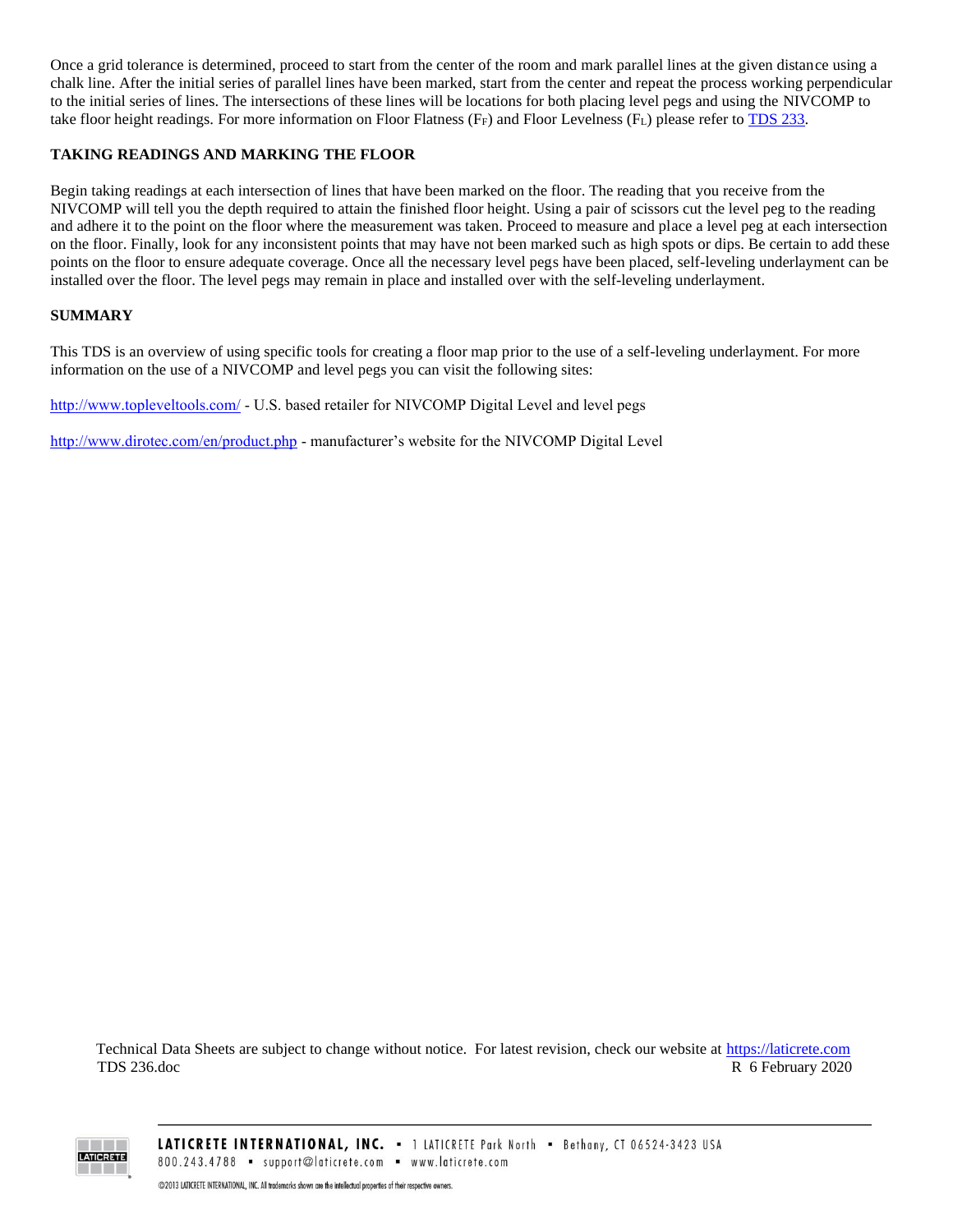Once a grid tolerance is determined, proceed to start from the center of the room and mark parallel lines at the given distance using a chalk line. After the initial series of parallel lines have been marked, start from the center and repeat the process working perpendicular to the initial series of lines. The intersections of these lines will be locations for both placing level pegs and using the NIVCOMP to take floor height readings. For more information on Floor Flatness ($F_F$) and Floor Levelness ($F_L$) please refer to [TDS 233](TDS 233).

**TAKING READINGS AND MARKING THE FLOOR**

Begin taking readings at each intersection of lines that have been marked on the floor. The reading that you receive from the NIVCOMP will tell you the depth required to attain the finished floor height. Using a pair of scissors cut the level peg to the reading and adhere it to the point on the floor where the measurement was taken. Proceed to measure and place a level peg at each intersection on the floor. Finally, look for any inconsistent points that may have not been marked such as high spots or dips. Be certain to add these points on the floor to ensure adequate coverage. Once all the necessary level pegs have been placed, self-leveling underlayment can be installed over the floor. The level pegs may remain in place and installed over with the self-leveling underlayment.

**SUMMARY**

This TDS is an overview of using specific tools for creating a floor map prior to the use of a self-leveling underlayment. For more information on the use of a NIVCOMP and level pegs you can visit the following sites:

http://www.topleveltools.com/ - U.S. based retailer for NIVCOMP Digital Level and level pegs

http://www.dirotec.com/en/product.php - manufacturer's website for the NIVCOMP Digital Level

Technical Data Sheets are subject to change without notice. For latest revision, check our website at https://laticrete.com
TDS 236.doc R 6 February 2020

**LATICRETE INTERNATIONAL, INC.** ▪ 1 LATICRETE Park North ▪ Bethany, CT 06524-3423 USA
800.243.4788 ▪ support@laticrete.com ▪ www.laticrete.com

©2013 LATICRETE INTERNATIONAL, INC. All trademarks shown are the intellectual properties of their respective owners.